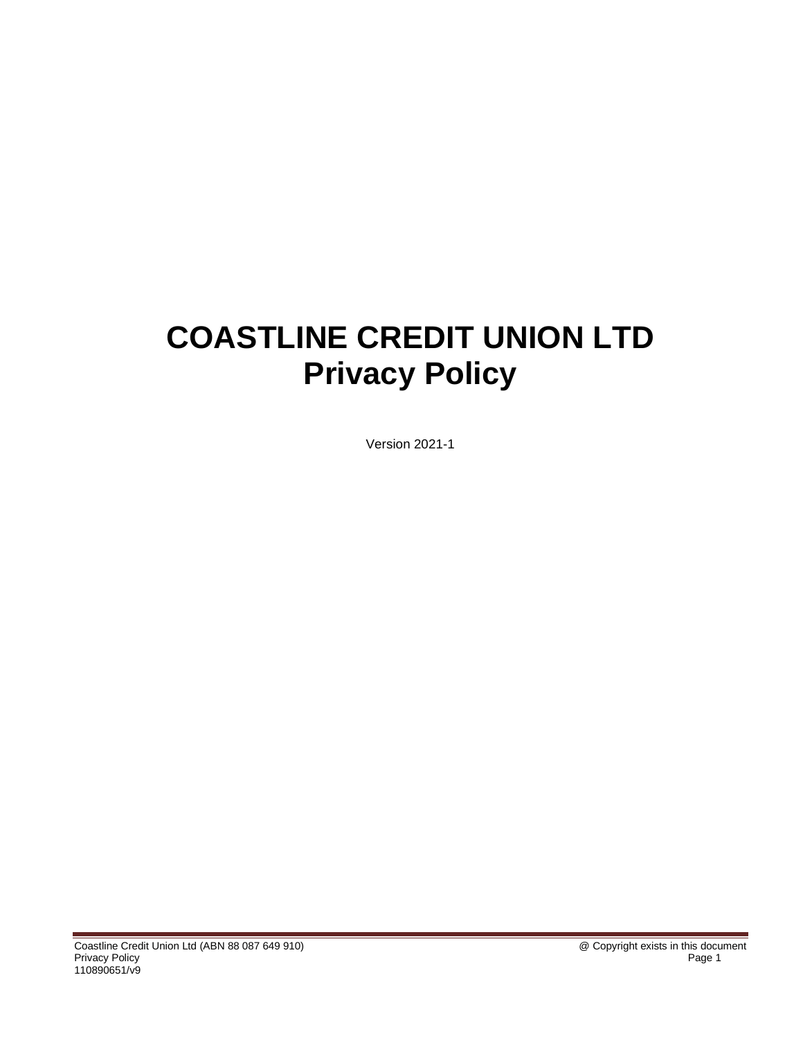# COASTLINE CREDIT UNION LTD
# Privacy Policy

Version 2021-1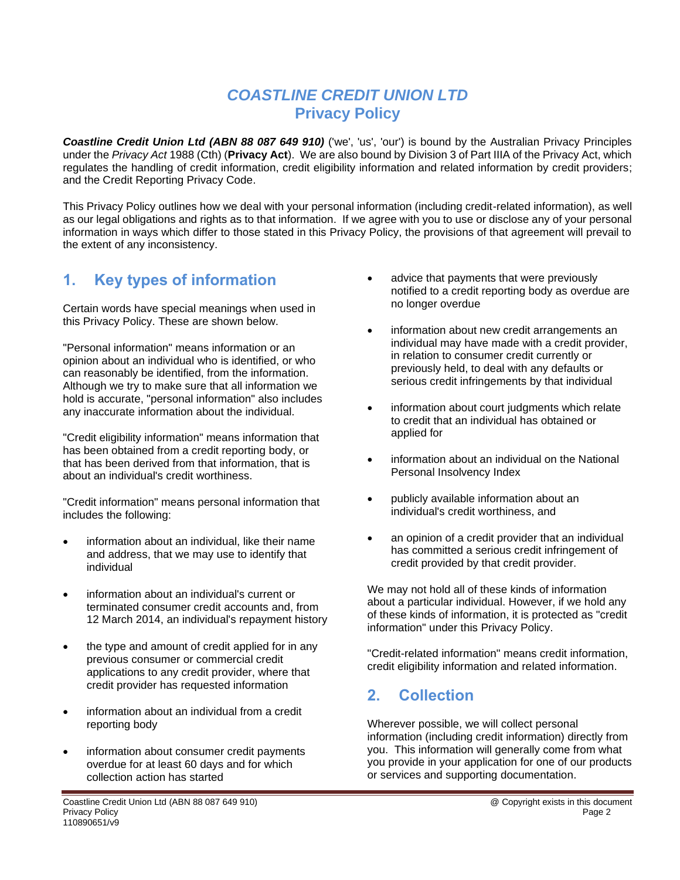# *COASTLINE CREDIT UNION LTD*
# Privacy Policy

***Coastline Credit Union Ltd (ABN 88 087 649 910)*** ('we', 'us', 'our') is bound by the Australian Privacy Principles under the *Privacy Act* 1988 (Cth) (**Privacy Act**). We are also bound by Division 3 of Part IIIA of the Privacy Act, which regulates the handling of credit information, credit eligibility information and related information by credit providers; and the Credit Reporting Privacy Code.

This Privacy Policy outlines how we deal with your personal information (including credit-related information), as well as our legal obligations and rights as to that information. If we agree with you to use or disclose any of your personal information in ways which differ to those stated in this Privacy Policy, the provisions of that agreement will prevail to the extent of any inconsistency.

## 1. Key types of information

Certain words have special meanings when used in this Privacy Policy. These are shown below.

"Personal information" means information or an opinion about an individual who is identified, or who can reasonably be identified, from the information. Although we try to make sure that all information we hold is accurate, "personal information" also includes any inaccurate information about the individual.

"Credit eligibility information" means information that has been obtained from a credit reporting body, or that has been derived from that information, that is about an individual's credit worthiness.

"Credit information" means personal information that includes the following:

- information about an individual, like their name and address, that we may use to identify that individual
- information about an individual's current or terminated consumer credit accounts and, from 12 March 2014, an individual's repayment history
- the type and amount of credit applied for in any previous consumer or commercial credit applications to any credit provider, where that credit provider has requested information
- information about an individual from a credit reporting body
- information about consumer credit payments overdue for at least 60 days and for which collection action has started
- advice that payments that were previously notified to a credit reporting body as overdue are no longer overdue
- information about new credit arrangements an individual may have made with a credit provider, in relation to consumer credit currently or previously held, to deal with any defaults or serious credit infringements by that individual
- information about court judgments which relate to credit that an individual has obtained or applied for
- information about an individual on the National Personal Insolvency Index
- publicly available information about an individual's credit worthiness, and
- an opinion of a credit provider that an individual has committed a serious credit infringement of credit provided by that credit provider.

We may not hold all of these kinds of information about a particular individual. However, if we hold any of these kinds of information, it is protected as "credit information" under this Privacy Policy.

"Credit-related information" means credit information, credit eligibility information and related information.

## 2. Collection

Wherever possible, we will collect personal information (including credit information) directly from you. This information will generally come from what you provide in your application for one of our products or services and supporting documentation.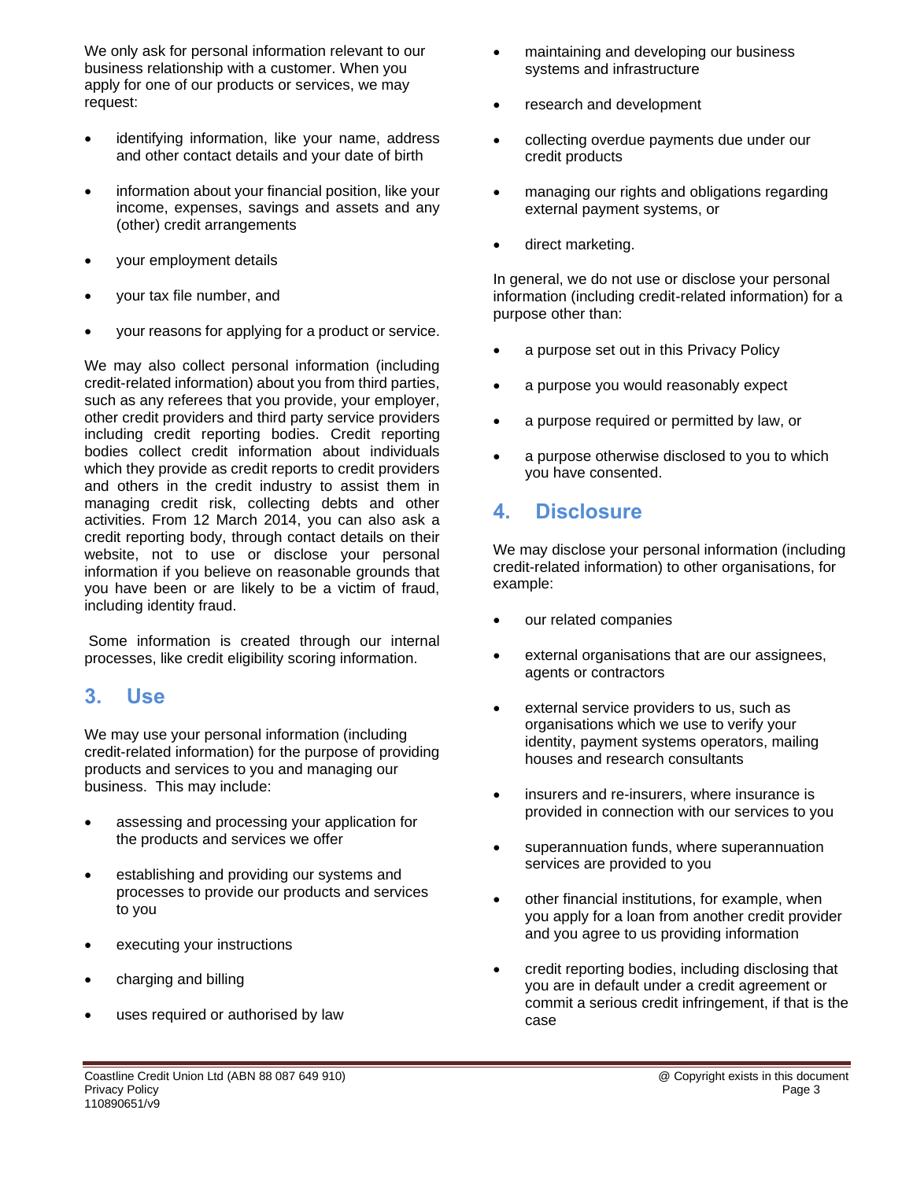We only ask for personal information relevant to our business relationship with a customer. When you apply for one of our products or services, we may request:

- identifying information, like your name, address and other contact details and your date of birth
- information about your financial position, like your income, expenses, savings and assets and any (other) credit arrangements
- your employment details
- your tax file number, and
- your reasons for applying for a product or service.

We may also collect personal information (including credit-related information) about you from third parties, such as any referees that you provide, your employer, other credit providers and third party service providers including credit reporting bodies. Credit reporting bodies collect credit information about individuals which they provide as credit reports to credit providers and others in the credit industry to assist them in managing credit risk, collecting debts and other activities. From 12 March 2014, you can also ask a credit reporting body, through contact details on their website, not to use or disclose your personal information if you believe on reasonable grounds that you have been or are likely to be a victim of fraud, including identity fraud.

Some information is created through our internal processes, like credit eligibility scoring information.

## 3. Use

We may use your personal information (including credit-related information) for the purpose of providing products and services to you and managing our business. This may include:

- assessing and processing your application for the products and services we offer
- establishing and providing our systems and processes to provide our products and services to you
- executing your instructions
- charging and billing
- uses required or authorised by law
- maintaining and developing our business systems and infrastructure
- research and development
- collecting overdue payments due under our credit products
- managing our rights and obligations regarding external payment systems, or
- direct marketing.

In general, we do not use or disclose your personal information (including credit-related information) for a purpose other than:

- a purpose set out in this Privacy Policy
- a purpose you would reasonably expect
- a purpose required or permitted by law, or
- a purpose otherwise disclosed to you to which you have consented.

## 4. Disclosure

We may disclose your personal information (including credit-related information) to other organisations, for example:

- our related companies
- external organisations that are our assignees, agents or contractors
- external service providers to us, such as organisations which we use to verify your identity, payment systems operators, mailing houses and research consultants
- insurers and re-insurers, where insurance is provided in connection with our services to you
- superannuation funds, where superannuation services are provided to you
- other financial institutions, for example, when you apply for a loan from another credit provider and you agree to us providing information
- credit reporting bodies, including disclosing that you are in default under a credit agreement or commit a serious credit infringement, if that is the case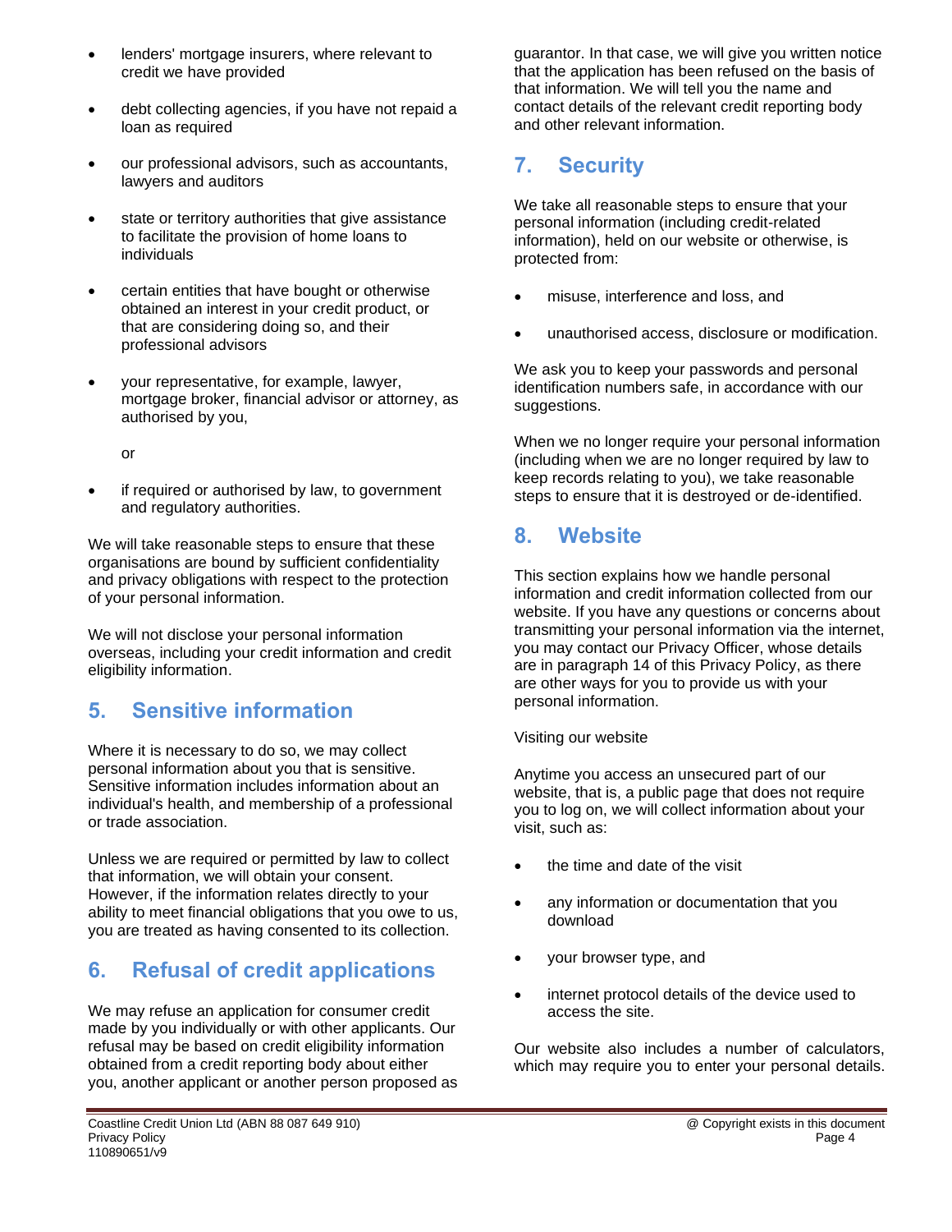- lenders' mortgage insurers, where relevant to credit we have provided
- debt collecting agencies, if you have not repaid a loan as required
- our professional advisors, such as accountants, lawyers and auditors
- state or territory authorities that give assistance to facilitate the provision of home loans to individuals
- certain entities that have bought or otherwise obtained an interest in your credit product, or that are considering doing so, and their professional advisors
- your representative, for example, lawyer, mortgage broker, financial advisor or attorney, as authorised by you,

  or

- if required or authorised by law, to government and regulatory authorities.

We will take reasonable steps to ensure that these organisations are bound by sufficient confidentiality and privacy obligations with respect to the protection of your personal information.

We will not disclose your personal information overseas, including your credit information and credit eligibility information.

## 5. Sensitive information

Where it is necessary to do so, we may collect personal information about you that is sensitive. Sensitive information includes information about an individual's health, and membership of a professional or trade association.

Unless we are required or permitted by law to collect that information, we will obtain your consent. However, if the information relates directly to your ability to meet financial obligations that you owe to us, you are treated as having consented to its collection.

## 6. Refusal of credit applications

We may refuse an application for consumer credit made by you individually or with other applicants. Our refusal may be based on credit eligibility information obtained from a credit reporting body about either you, another applicant or another person proposed as guarantor. In that case, we will give you written notice that the application has been refused on the basis of that information. We will tell you the name and contact details of the relevant credit reporting body and other relevant information.

## 7. Security

We take all reasonable steps to ensure that your personal information (including credit-related information), held on our website or otherwise, is protected from:

- misuse, interference and loss, and
- unauthorised access, disclosure or modification.

We ask you to keep your passwords and personal identification numbers safe, in accordance with our suggestions.

When we no longer require your personal information (including when we are no longer required by law to keep records relating to you), we take reasonable steps to ensure that it is destroyed or de-identified.

## 8. Website

This section explains how we handle personal information and credit information collected from our website. If you have any questions or concerns about transmitting your personal information via the internet, you may contact our Privacy Officer, whose details are in paragraph 14 of this Privacy Policy, as there are other ways for you to provide us with your personal information.

Visiting our website

Anytime you access an unsecured part of our website, that is, a public page that does not require you to log on, we will collect information about your visit, such as:

- the time and date of the visit
- any information or documentation that you download
- your browser type, and
- internet protocol details of the device used to access the site.

Our website also includes a number of calculators, which may require you to enter your personal details.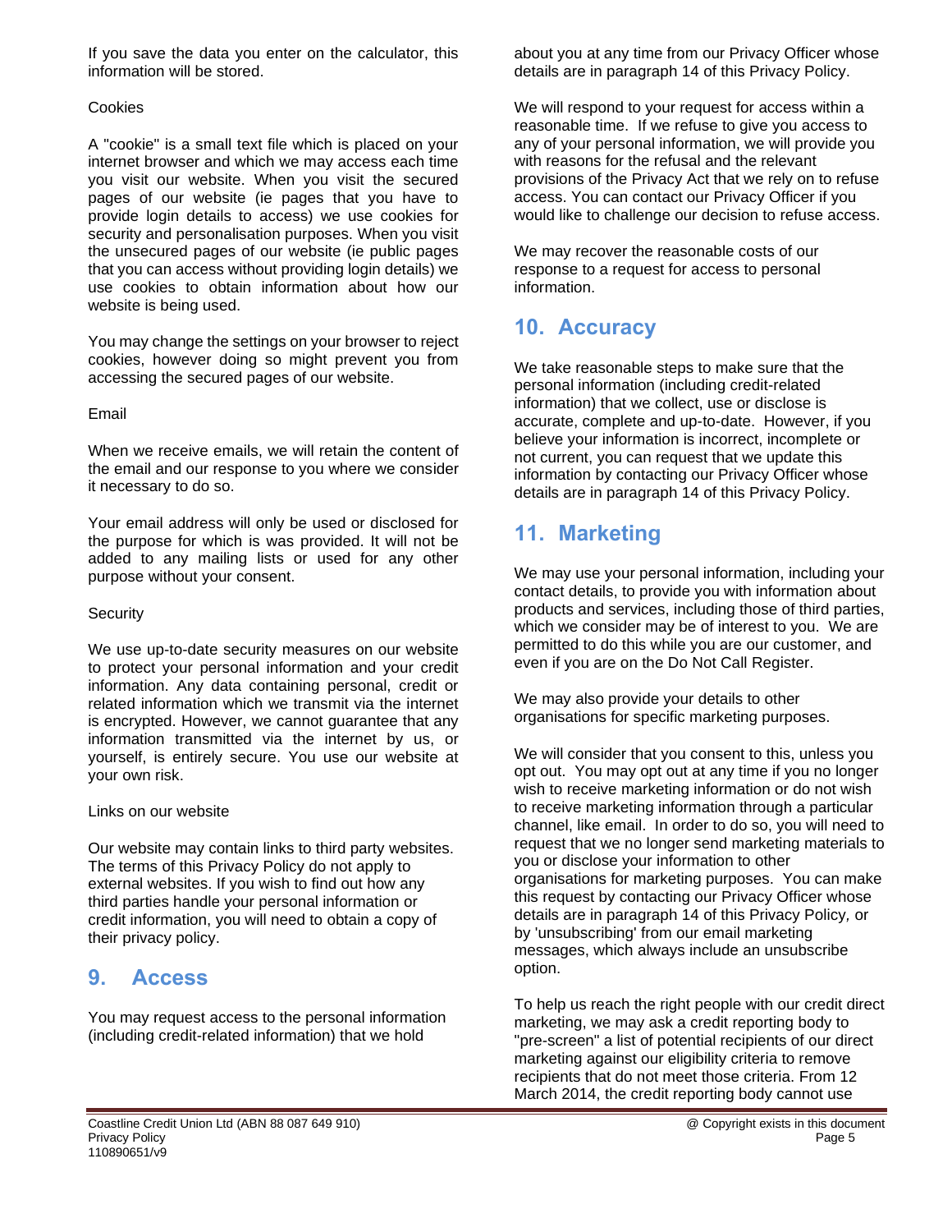If you save the data you enter on the calculator, this information will be stored.

Cookies

A "cookie" is a small text file which is placed on your internet browser and which we may access each time you visit our website. When you visit the secured pages of our website (ie pages that you have to provide login details to access) we use cookies for security and personalisation purposes. When you visit the unsecured pages of our website (ie public pages that you can access without providing login details) we use cookies to obtain information about how our website is being used.

You may change the settings on your browser to reject cookies, however doing so might prevent you from accessing the secured pages of our website.

Email

When we receive emails, we will retain the content of the email and our response to you where we consider it necessary to do so.

Your email address will only be used or disclosed for the purpose for which is was provided. It will not be added to any mailing lists or used for any other purpose without your consent.

Security

We use up-to-date security measures on our website to protect your personal information and your credit information. Any data containing personal, credit or related information which we transmit via the internet is encrypted. However, we cannot guarantee that any information transmitted via the internet by us, or yourself, is entirely secure. You use our website at your own risk.

Links on our website

Our website may contain links to third party websites. The terms of this Privacy Policy do not apply to external websites. If you wish to find out how any third parties handle your personal information or credit information, you will need to obtain a copy of their privacy policy.

## 9. Access

You may request access to the personal information (including credit-related information) that we hold about you at any time from our Privacy Officer whose details are in paragraph 14 of this Privacy Policy.

We will respond to your request for access within a reasonable time. If we refuse to give you access to any of your personal information, we will provide you with reasons for the refusal and the relevant provisions of the Privacy Act that we rely on to refuse access. You can contact our Privacy Officer if you would like to challenge our decision to refuse access.

We may recover the reasonable costs of our response to a request for access to personal information.

## 10. Accuracy

We take reasonable steps to make sure that the personal information (including credit-related information) that we collect, use or disclose is accurate, complete and up-to-date. However, if you believe your information is incorrect, incomplete or not current, you can request that we update this information by contacting our Privacy Officer whose details are in paragraph 14 of this Privacy Policy.

## 11. Marketing

We may use your personal information, including your contact details, to provide you with information about products and services, including those of third parties, which we consider may be of interest to you. We are permitted to do this while you are our customer, and even if you are on the Do Not Call Register.

We may also provide your details to other organisations for specific marketing purposes.

We will consider that you consent to this, unless you opt out. You may opt out at any time if you no longer wish to receive marketing information or do not wish to receive marketing information through a particular channel, like email. In order to do so, you will need to request that we no longer send marketing materials to you or disclose your information to other organisations for marketing purposes. You can make this request by contacting our Privacy Officer whose details are in paragraph 14 of this Privacy Policy, or by 'unsubscribing' from our email marketing messages, which always include an unsubscribe option.

To help us reach the right people with our credit direct marketing, we may ask a credit reporting body to "pre-screen" a list of potential recipients of our direct marketing against our eligibility criteria to remove recipients that do not meet those criteria. From 12 March 2014, the credit reporting body cannot use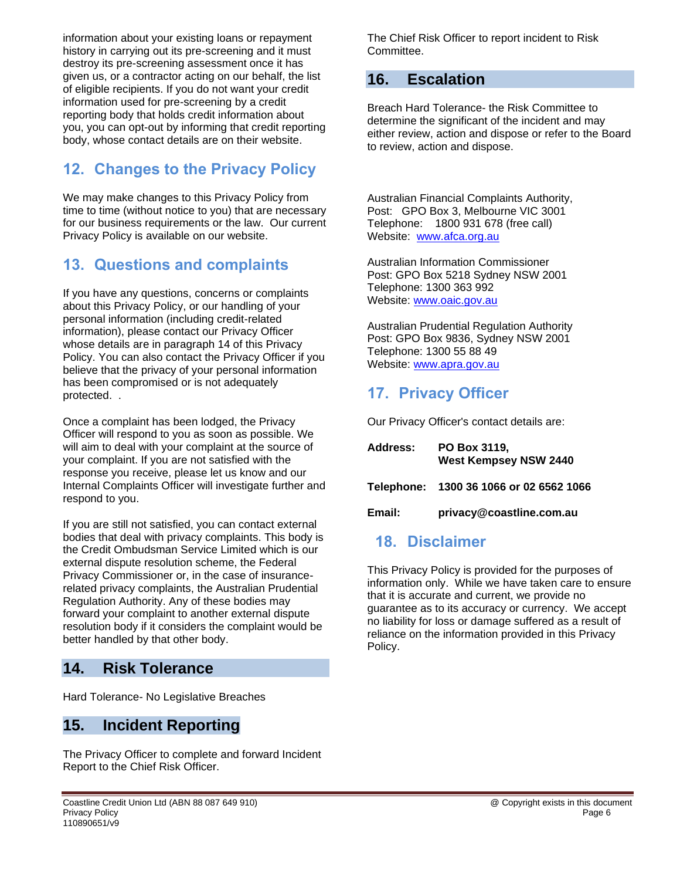information about your existing loans or repayment history in carrying out its pre-screening and it must destroy its pre-screening assessment once it has given us, or a contractor acting on our behalf, the list of eligible recipients. If you do not want your credit information used for pre-screening by a credit reporting body that holds credit information about you, you can opt-out by informing that credit reporting body, whose contact details are on their website.

## 12. Changes to the Privacy Policy

We may make changes to this Privacy Policy from time to time (without notice to you) that are necessary for our business requirements or the law. Our current Privacy Policy is available on our website.

## 13. Questions and complaints

If you have any questions, concerns or complaints about this Privacy Policy, or our handling of your personal information (including credit-related information), please contact our Privacy Officer whose details are in paragraph 14 of this Privacy Policy. You can also contact the Privacy Officer if you believe that the privacy of your personal information has been compromised or is not adequately protected. .

Once a complaint has been lodged, the Privacy Officer will respond to you as soon as possible. We will aim to deal with your complaint at the source of your complaint. If you are not satisfied with the response you receive, please let us know and our Internal Complaints Officer will investigate further and respond to you.

If you are still not satisfied, you can contact external bodies that deal with privacy complaints. This body is the Credit Ombudsman Service Limited which is our external dispute resolution scheme, the Federal Privacy Commissioner or, in the case of insurance-related privacy complaints, the Australian Prudential Regulation Authority. Any of these bodies may forward your complaint to another external dispute resolution body if it considers the complaint would be better handled by that other body.

## 14. Risk Tolerance

Hard Tolerance- No Legislative Breaches

## 15. Incident Reporting

The Privacy Officer to complete and forward Incident Report to the Chief Risk Officer.

The Chief Risk Officer to report incident to Risk Committee.

## 16. Escalation

Breach Hard Tolerance- the Risk Committee to determine the significant of the incident and may either review, action and dispose or refer to the Board to review, action and dispose.

Australian Financial Complaints Authority,
Post: GPO Box 3, Melbourne VIC 3001
Telephone: 1800 931 678 (free call)
Website: www.afca.org.au

Australian Information Commissioner
Post: GPO Box 5218 Sydney NSW 2001
Telephone: 1300 363 992
Website: www.oaic.gov.au

Australian Prudential Regulation Authority
Post: GPO Box 9836, Sydney NSW 2001
Telephone: 1300 55 88 49
Website: www.apra.gov.au

## 17. Privacy Officer

Our Privacy Officer's contact details are:

| | |
|---|---|
| **Address:** | **PO Box 3119, West Kempsey NSW 2440** |
| **Telephone:** | **1300 36 1066 or 02 6562 1066** |
| **Email:** | **privacy@coastline.com.au** |

## 18. Disclaimer

This Privacy Policy is provided for the purposes of information only. While we have taken care to ensure that it is accurate and current, we provide no guarantee as to its accuracy or currency. We accept no liability for loss or damage suffered as a result of reliance on the information provided in this Privacy Policy.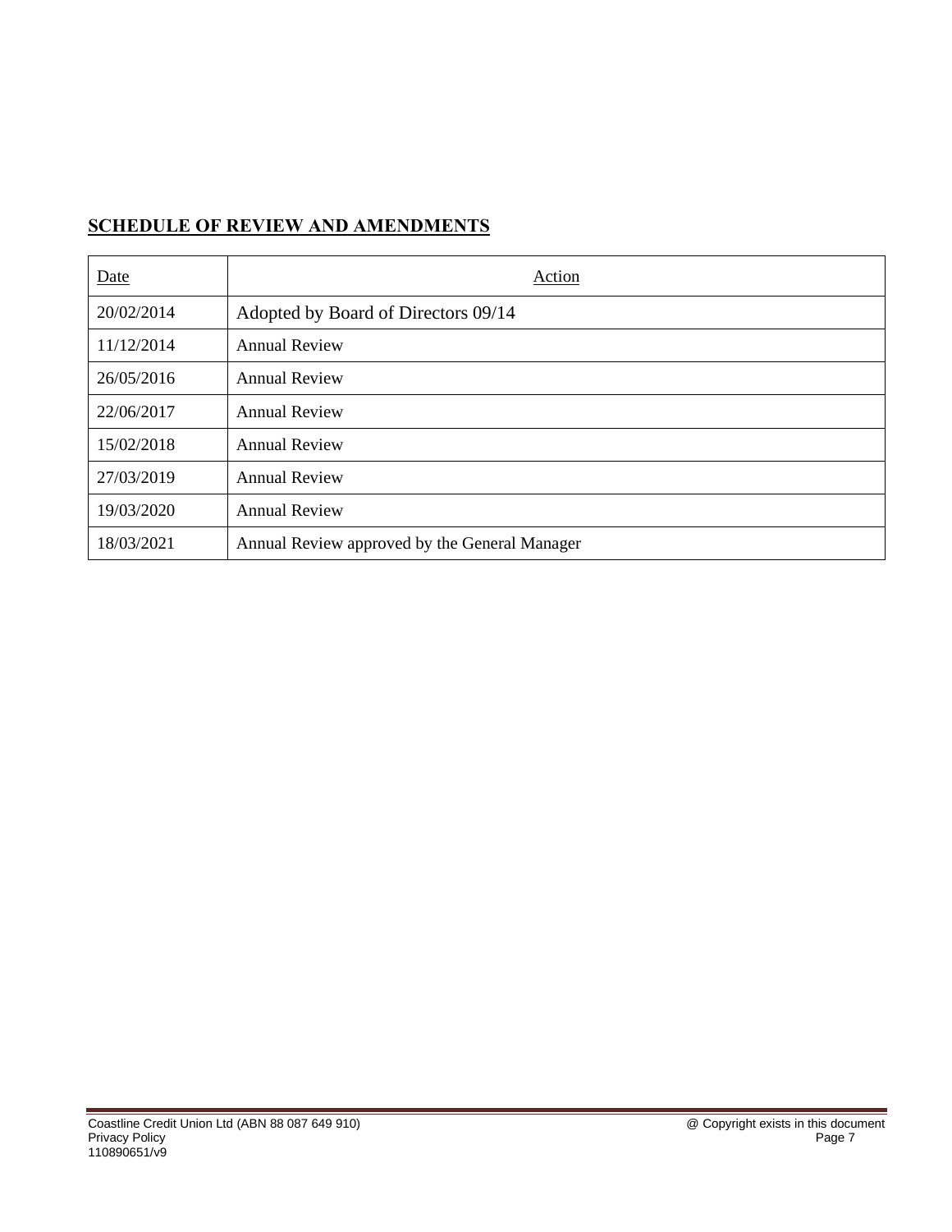## SCHEDULE OF REVIEW AND AMENDMENTS

| Date | Action |
| --- | --- |
| 20/02/2014 | Adopted by Board of Directors 09/14 |
| 11/12/2014 | Annual Review |
| 26/05/2016 | Annual Review |
| 22/06/2017 | Annual Review |
| 15/02/2018 | Annual Review |
| 27/03/2019 | Annual Review |
| 19/03/2020 | Annual Review |
| 18/03/2021 | Annual Review approved by the General Manager |